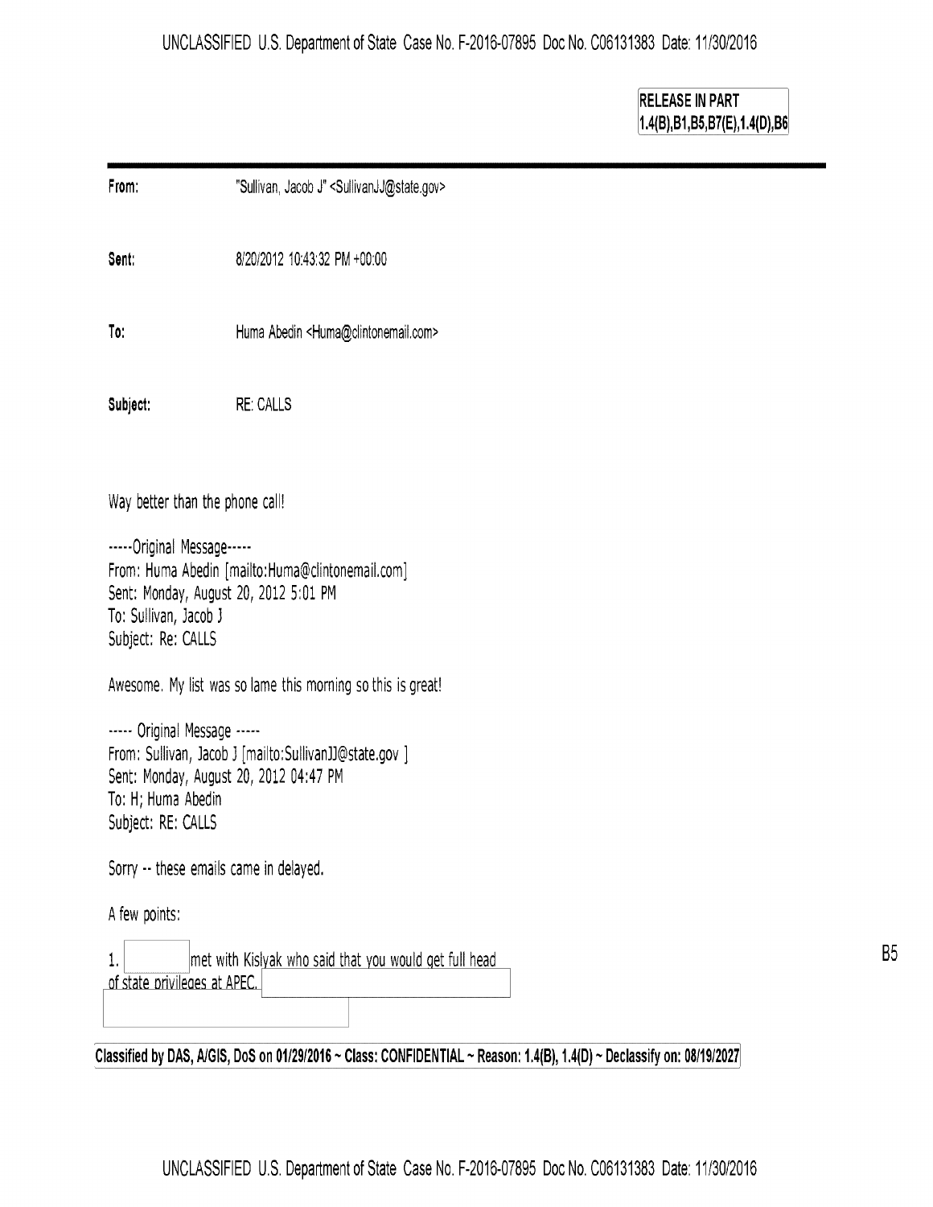RELEASE IN PART
1.4(B),B1,B5,B7(E),1.4(D),B6

| | |
|---|---|
| **From:** | "Sullivan, Jacob J" <SullivanJJ@state.gov> |
| **Sent:** | 8/20/2012 10:43:32 PM +00:00 |
| **To:** | Huma Abedin <Huma@clintonemail.com> |
| **Subject:** | RE: CALLS |

Way better than the phone call!

-----Original Message-----
From: Huma Abedin [mailto:Huma@clintonemail.com]
Sent: Monday, August 20, 2012 5:01 PM
To: Sullivan, Jacob J
Subject: Re: CALLS

Awesome. My list was so lame this morning so this is great!

----- Original Message -----
From: Sullivan, Jacob J [mailto:SullivanJJ@state.gov ]
Sent: Monday, August 20, 2012 04:47 PM
To: H; Huma Abedin
Subject: RE: CALLS

Sorry -- these emails came in delayed.

A few points:

1. [redacted] met with Kislyak who said that you would get full head of state privileges at APEC. [redacted]

B5

Classified by DAS, A/GIS, DoS on 01/29/2016 ~ Class: CONFIDENTIAL ~ Reason: 1.4(B), 1.4(D) ~ Declassify on: 08/19/2027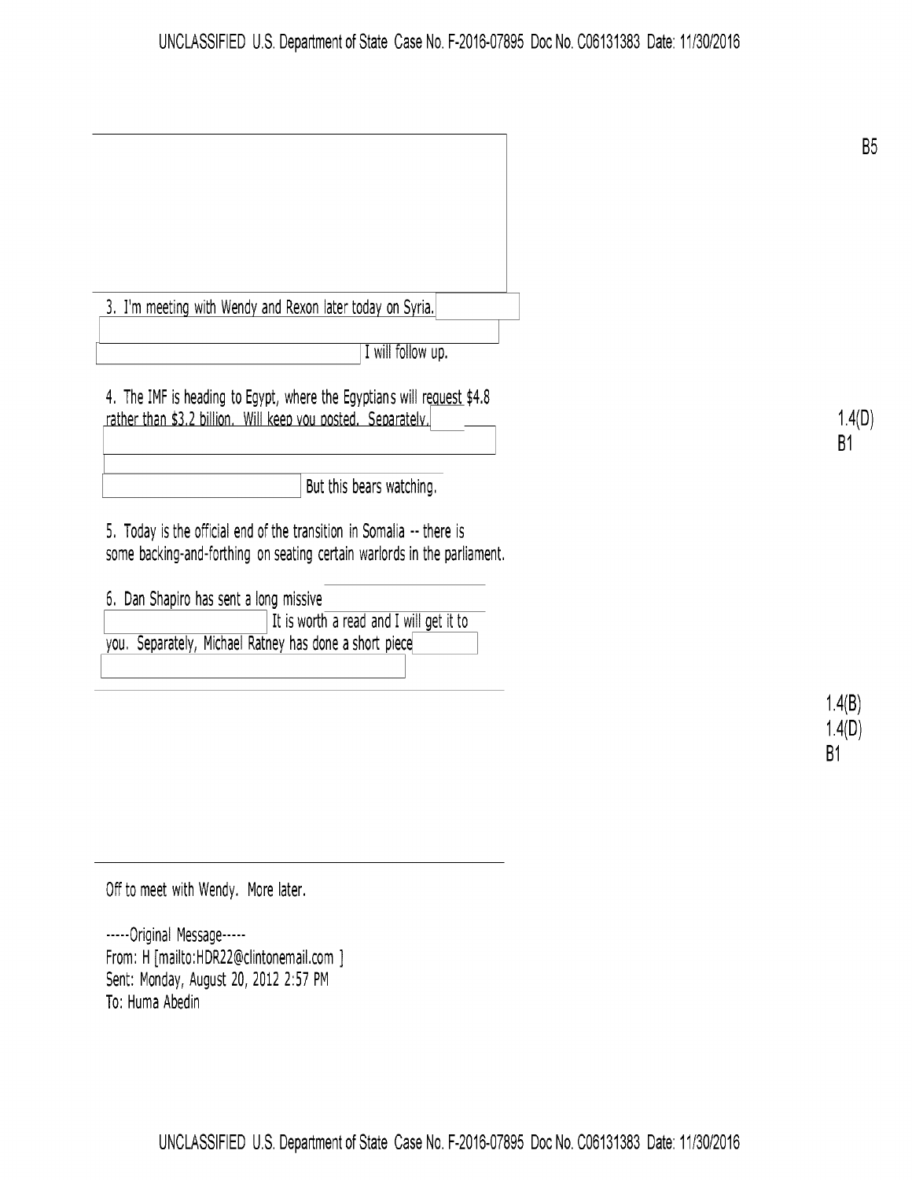B5

3. I'm meeting with Wendy and Rexon later today on Syria.

I will follow up.

4. The IMF is heading to Egypt, where the Egyptians will request $4.8 rather than $3.2 billion. Will keep you posted. Separately,

But this bears watching.

1.4(D)
B1

5. Today is the official end of the transition in Somalia -- there is some backing-and-forthing on seating certain warlords in the parliament.

6. Dan Shapiro has sent a long missive

It is worth a read and I will get it to you. Separately, Michael Ratney has done a short piece

1.4(B)
1.4(D)
B1

Off to meet with Wendy. More later.

-----Original Message-----
From: H [mailto:HDR22@clintonemail.com ]
Sent: Monday, August 20, 2012 2:57 PM
To: Huma Abedin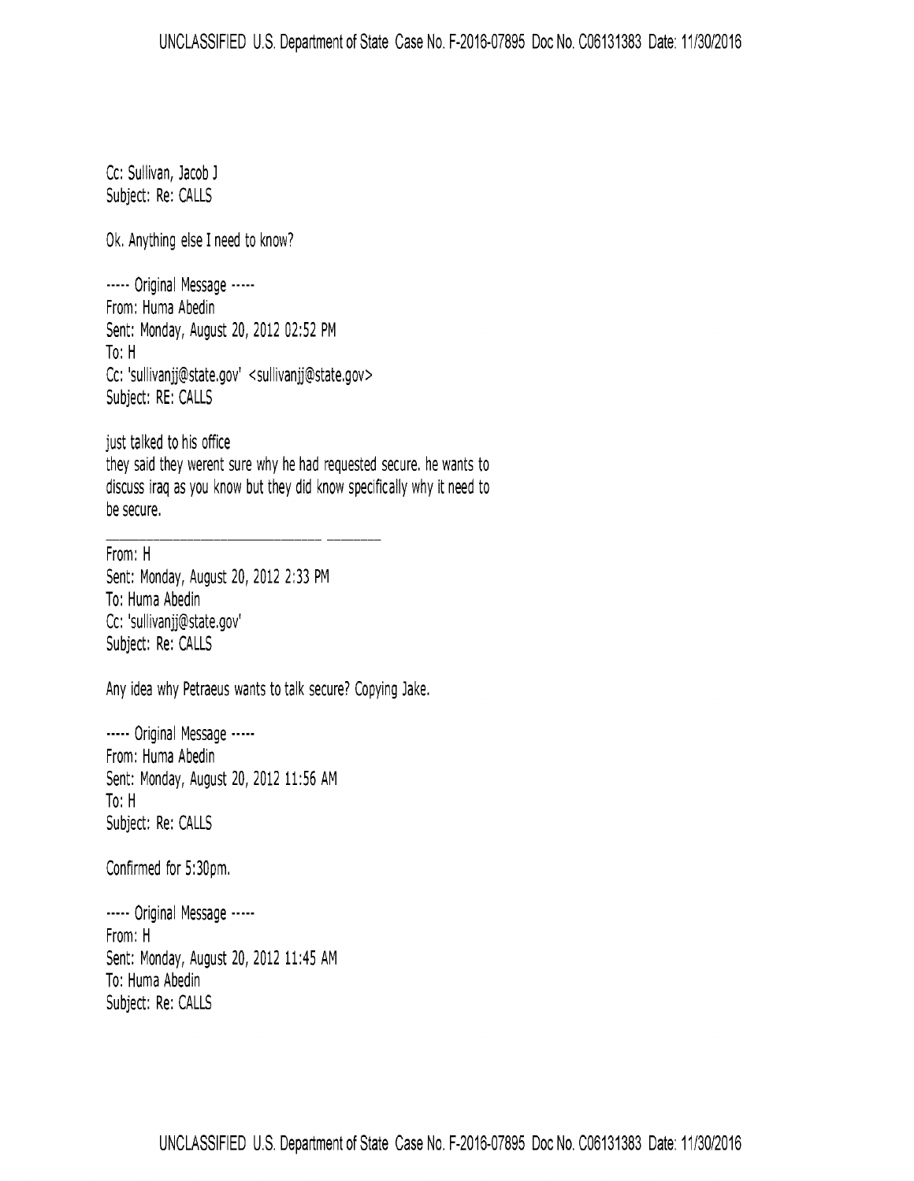Cc: Sullivan, Jacob J
Subject: Re: CALLS

Ok. Anything else I need to know?

----- Original Message -----
From: Huma Abedin
Sent: Monday, August 20, 2012 02:52 PM
To: H
Cc: 'sullivanjj@state.gov' <sullivanjj@state.gov>
Subject: RE: CALLS

just talked to his office
they said they werent sure why he had requested secure. he wants to discuss iraq as you know but they did know specifically why it need to be secure.

---

From: H
Sent: Monday, August 20, 2012 2:33 PM
To: Huma Abedin
Cc: 'sullivanjj@state.gov'
Subject: Re: CALLS

Any idea why Petraeus wants to talk secure? Copying Jake.

----- Original Message -----
From: Huma Abedin
Sent: Monday, August 20, 2012 11:56 AM
To: H
Subject: Re: CALLS

Confirmed for 5:30pm.

----- Original Message -----
From: H
Sent: Monday, August 20, 2012 11:45 AM
To: Huma Abedin
Subject: Re: CALLS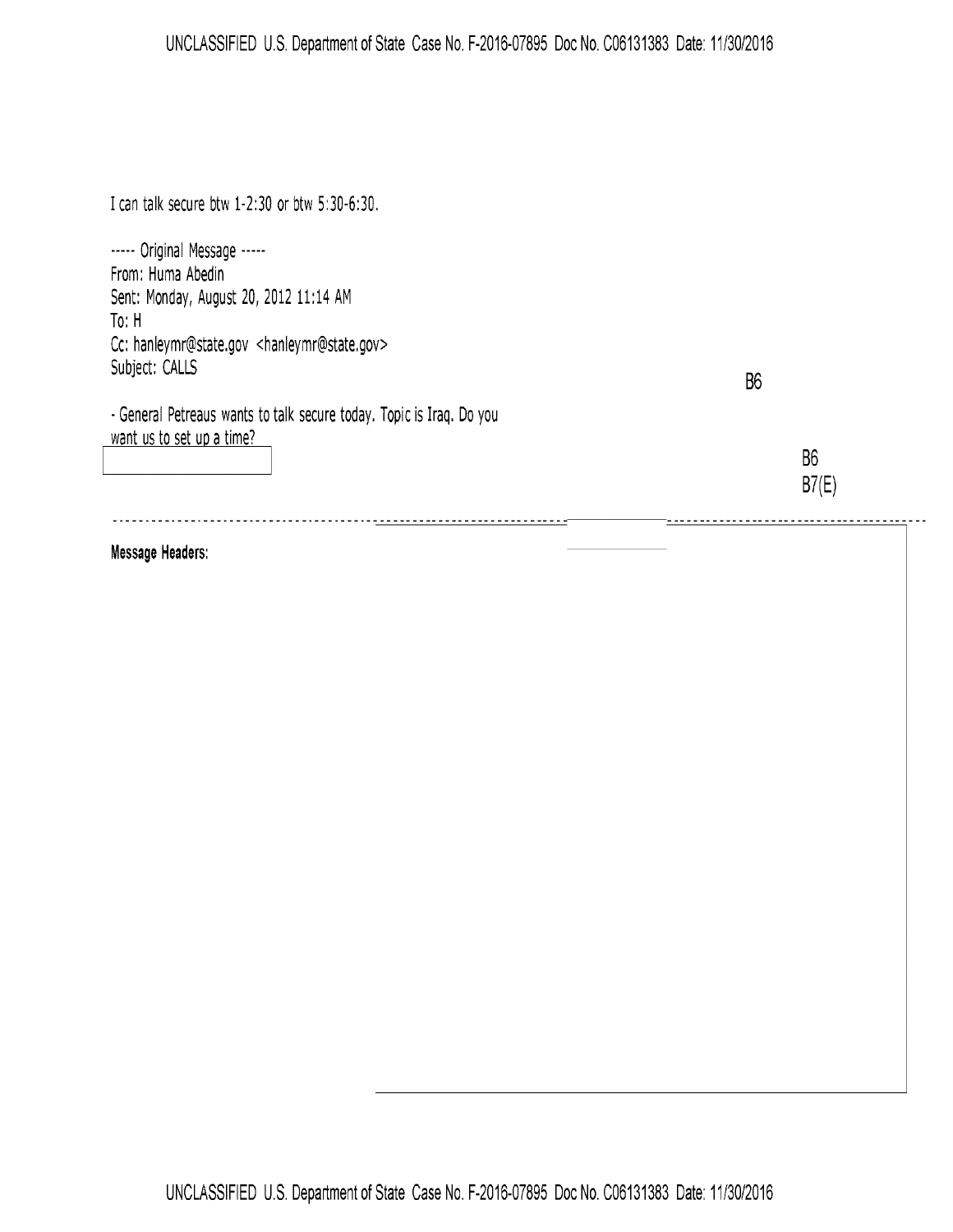I can talk secure btw 1-2:30 or btw 5:30-6:30.

----- Original Message -----
From: Huma Abedin
Sent: Monday, August 20, 2012 11:14 AM
To: H
Cc: hanleymr@state.gov <hanleymr@state.gov>
Subject: CALLS

B6

- General Petreaus wants to talk secure today. Topic is Iraq. Do you want us to set up a time?

B6
B7(E)

**Message Headers:**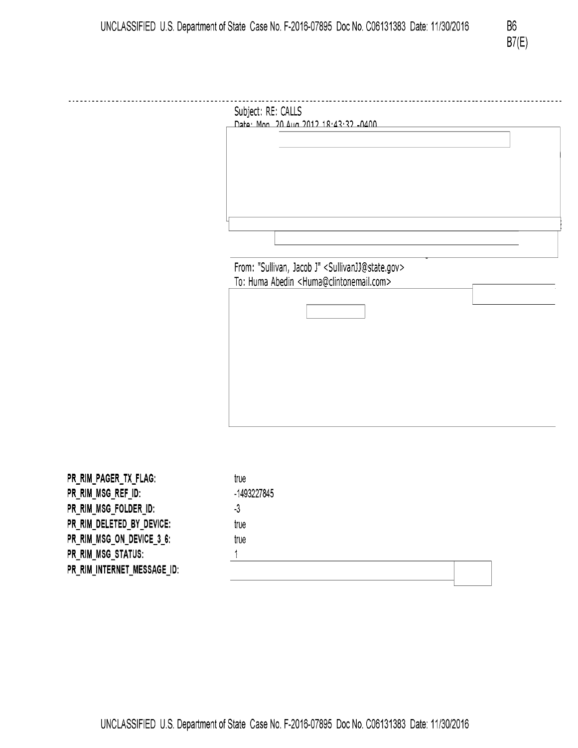Subject: RE: CALLS
Date: Mon, 20 Aug 2012 18:43:32 -0400

From: "Sullivan, Jacob J" <SullivanJJ@state.gov>
To: Huma Abedin <Huma@clintonemail.com>

| | |
|---|---|
| PR_RIM_PAGER_TX_FLAG: | true |
| PR_RIM_MSG_REF_ID: | -1493227845 |
| PR_RIM_MSG_FOLDER_ID: | -3 |
| PR_RIM_DELETED_BY_DEVICE: | true |
| PR_RIM_MSG_ON_DEVICE_3_6: | true |
| PR_RIM_MSG_STATUS: | 1 |
| PR_RIM_INTERNET_MESSAGE_ID: | |